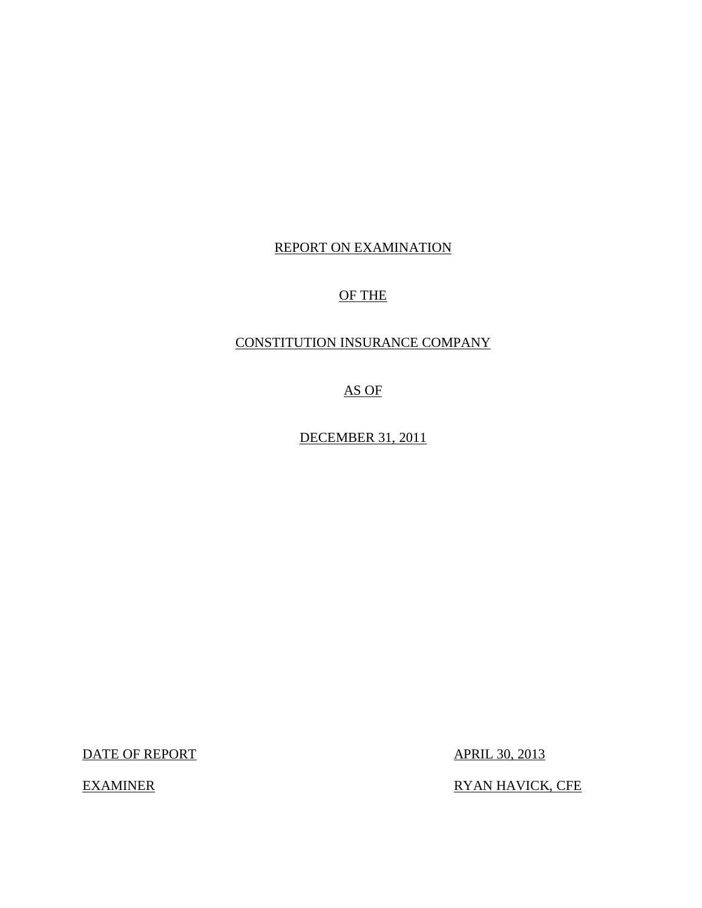REPORT ON EXAMINATION

OF THE

CONSTITUTION INSURANCE COMPANY

AS OF

DECEMBER 31, 2011

| | |
|---|---|
| DATE OF REPORT | APRIL 30, 2013 |
| EXAMINER | RYAN HAVICK, CFE |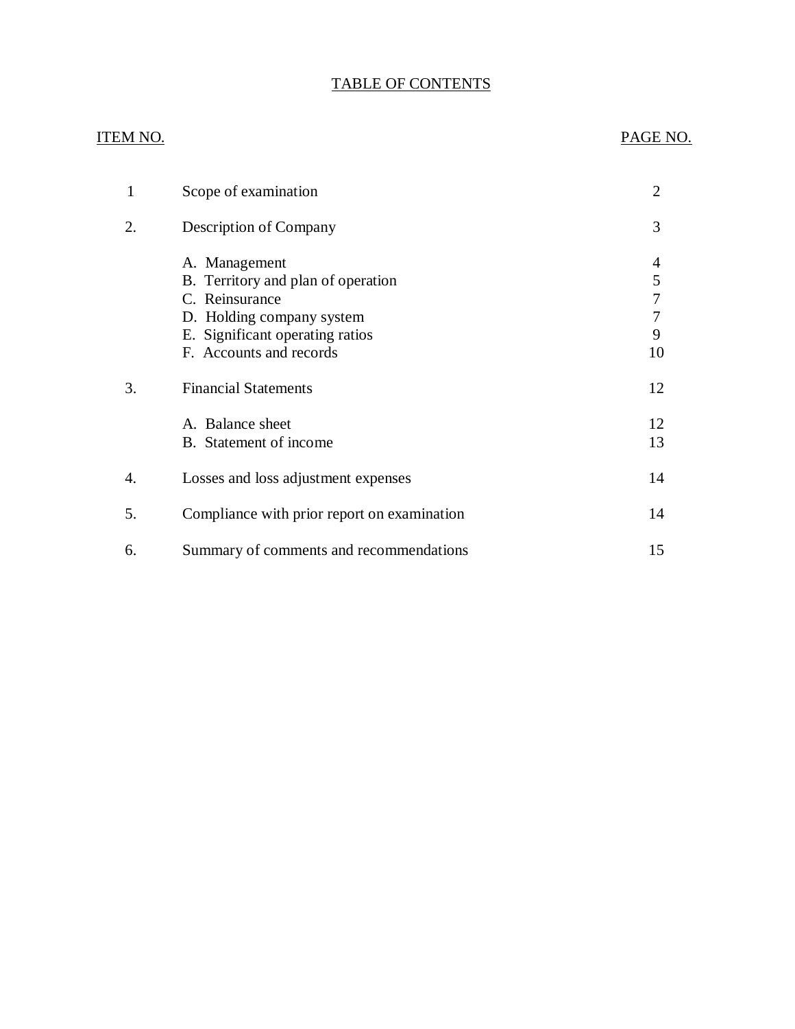# TABLE OF CONTENTS

| ITEM NO. | | PAGE NO. |
|---|---|---|
| 1 | Scope of examination | 2 |
| 2. | Description of Company | 3 |
| | A. Management | 4 |
| | B. Territory and plan of operation | 5 |
| | C. Reinsurance | 7 |
| | D. Holding company system | 7 |
| | E. Significant operating ratios | 9 |
| | F. Accounts and records | 10 |
| 3. | Financial Statements | 12 |
| | A. Balance sheet | 12 |
| | B. Statement of income | 13 |
| 4. | Losses and loss adjustment expenses | 14 |
| 5. | Compliance with prior report on examination | 14 |
| 6. | Summary of comments and recommendations | 15 |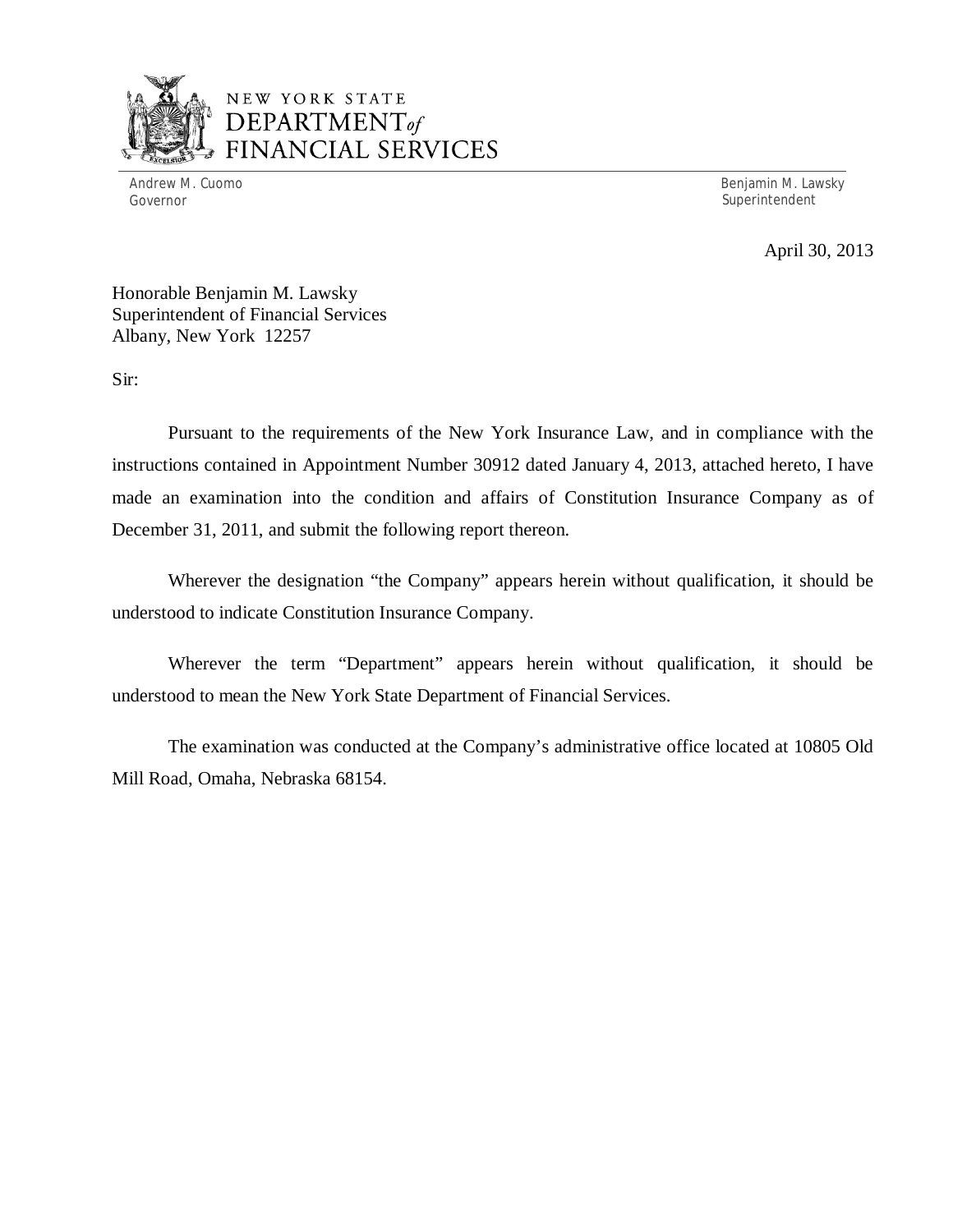NEW YORK STATE
DEPARTMENT *of*
FINANCIAL SERVICES

Andrew M. Cuomo
Governor

Benjamin M. Lawsky
Superintendent

April 30, 2013

Honorable Benjamin M. Lawsky
Superintendent of Financial Services
Albany, New York 12257

Sir:

Pursuant to the requirements of the New York Insurance Law, and in compliance with the instructions contained in Appointment Number 30912 dated January 4, 2013, attached hereto, I have made an examination into the condition and affairs of Constitution Insurance Company as of December 31, 2011, and submit the following report thereon.

Wherever the designation "the Company" appears herein without qualification, it should be understood to indicate Constitution Insurance Company.

Wherever the term "Department" appears herein without qualification, it should be understood to mean the New York State Department of Financial Services.

The examination was conducted at the Company's administrative office located at 10805 Old Mill Road, Omaha, Nebraska 68154.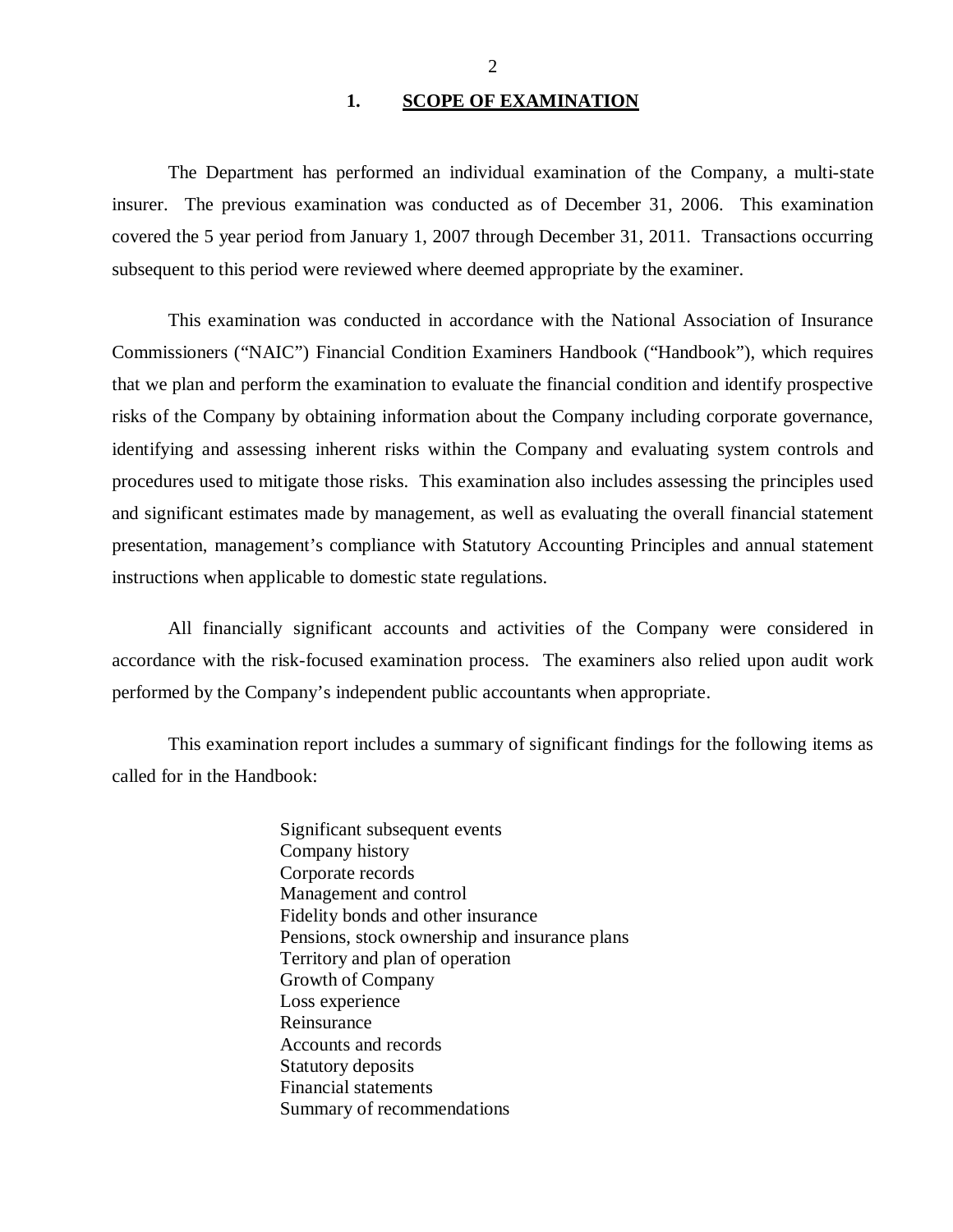## 1. SCOPE OF EXAMINATION

The Department has performed an individual examination of the Company, a multi-state insurer. The previous examination was conducted as of December 31, 2006. This examination covered the 5 year period from January 1, 2007 through December 31, 2011. Transactions occurring subsequent to this period were reviewed where deemed appropriate by the examiner.

This examination was conducted in accordance with the National Association of Insurance Commissioners ("NAIC") Financial Condition Examiners Handbook ("Handbook"), which requires that we plan and perform the examination to evaluate the financial condition and identify prospective risks of the Company by obtaining information about the Company including corporate governance, identifying and assessing inherent risks within the Company and evaluating system controls and procedures used to mitigate those risks. This examination also includes assessing the principles used and significant estimates made by management, as well as evaluating the overall financial statement presentation, management's compliance with Statutory Accounting Principles and annual statement instructions when applicable to domestic state regulations.

All financially significant accounts and activities of the Company were considered in accordance with the risk-focused examination process. The examiners also relied upon audit work performed by the Company's independent public accountants when appropriate.

This examination report includes a summary of significant findings for the following items as called for in the Handbook:

- Significant subsequent events
- Company history
- Corporate records
- Management and control
- Fidelity bonds and other insurance
- Pensions, stock ownership and insurance plans
- Territory and plan of operation
- Growth of Company
- Loss experience
- Reinsurance
- Accounts and records
- Statutory deposits
- Financial statements
- Summary of recommendations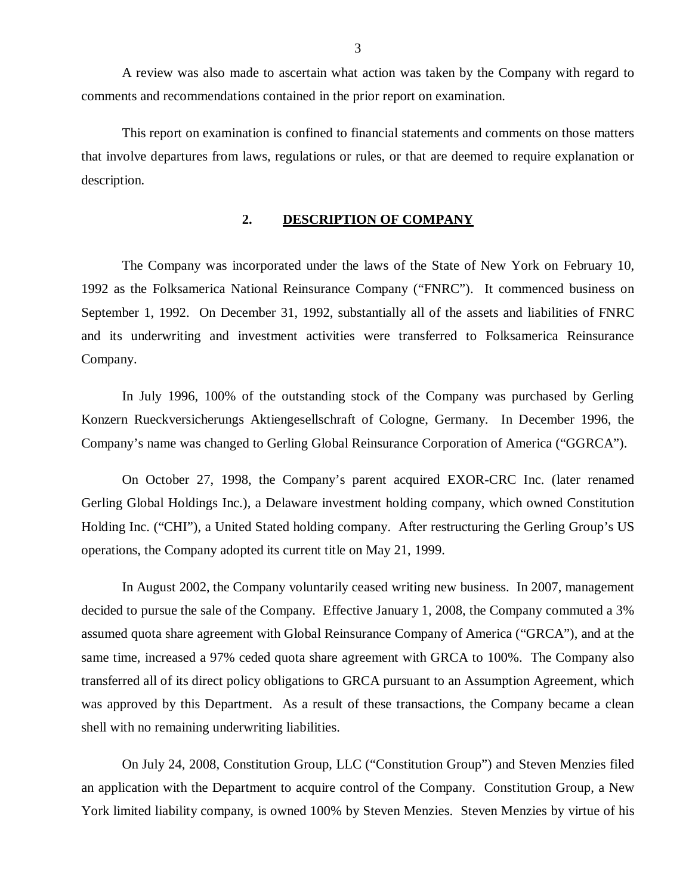A review was also made to ascertain what action was taken by the Company with regard to comments and recommendations contained in the prior report on examination.

This report on examination is confined to financial statements and comments on those matters that involve departures from laws, regulations or rules, or that are deemed to require explanation or description.

## 2. DESCRIPTION OF COMPANY

The Company was incorporated under the laws of the State of New York on February 10, 1992 as the Folksamerica National Reinsurance Company ("FNRC"). It commenced business on September 1, 1992. On December 31, 1992, substantially all of the assets and liabilities of FNRC and its underwriting and investment activities were transferred to Folksamerica Reinsurance Company.

In July 1996, 100% of the outstanding stock of the Company was purchased by Gerling Konzern Rueckversicherungs Aktiengesellschraft of Cologne, Germany. In December 1996, the Company's name was changed to Gerling Global Reinsurance Corporation of America ("GGRCA").

On October 27, 1998, the Company's parent acquired EXOR-CRC Inc. (later renamed Gerling Global Holdings Inc.), a Delaware investment holding company, which owned Constitution Holding Inc. ("CHI"), a United Stated holding company. After restructuring the Gerling Group's US operations, the Company adopted its current title on May 21, 1999.

In August 2002, the Company voluntarily ceased writing new business. In 2007, management decided to pursue the sale of the Company. Effective January 1, 2008, the Company commuted a 3% assumed quota share agreement with Global Reinsurance Company of America ("GRCA"), and at the same time, increased a 97% ceded quota share agreement with GRCA to 100%. The Company also transferred all of its direct policy obligations to GRCA pursuant to an Assumption Agreement, which was approved by this Department. As a result of these transactions, the Company became a clean shell with no remaining underwriting liabilities.

On July 24, 2008, Constitution Group, LLC ("Constitution Group") and Steven Menzies filed an application with the Department to acquire control of the Company. Constitution Group, a New York limited liability company, is owned 100% by Steven Menzies. Steven Menzies by virtue of his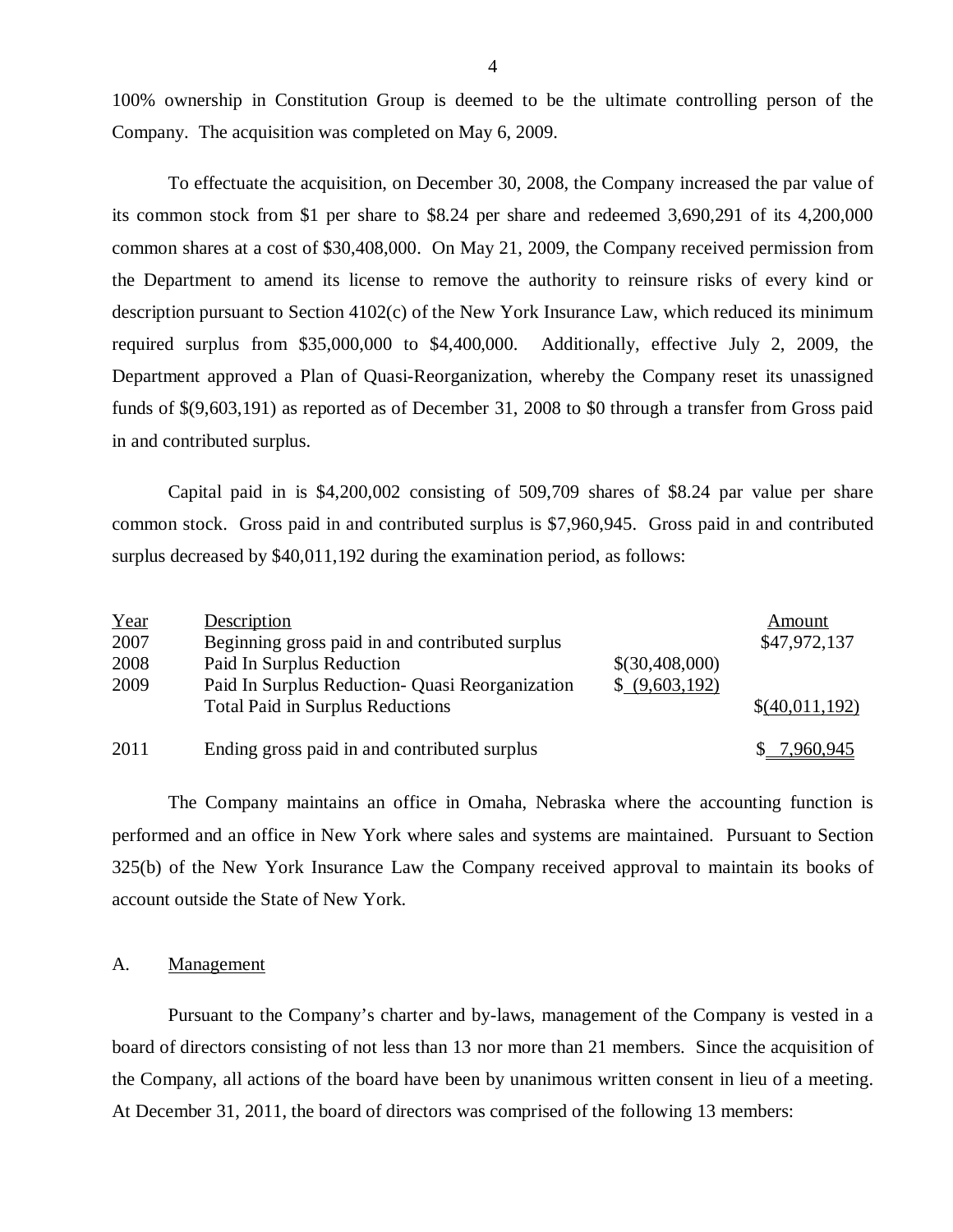100% ownership in Constitution Group is deemed to be the ultimate controlling person of the Company. The acquisition was completed on May 6, 2009.

To effectuate the acquisition, on December 30, 2008, the Company increased the par value of its common stock from $1 per share to $8.24 per share and redeemed 3,690,291 of its 4,200,000 common shares at a cost of $30,408,000. On May 21, 2009, the Company received permission from the Department to amend its license to remove the authority to reinsure risks of every kind or description pursuant to Section 4102(c) of the New York Insurance Law, which reduced its minimum required surplus from $35,000,000 to $4,400,000. Additionally, effective July 2, 2009, the Department approved a Plan of Quasi-Reorganization, whereby the Company reset its unassigned funds of $(9,603,191) as reported as of December 31, 2008 to $0 through a transfer from Gross paid in and contributed surplus.

Capital paid in is $4,200,002 consisting of 509,709 shares of $8.24 par value per share common stock. Gross paid in and contributed surplus is $7,960,945. Gross paid in and contributed surplus decreased by $40,011,192 during the examination period, as follows:

| Year | Description | | Amount |
|---|---|---|---|
| 2007 | Beginning gross paid in and contributed surplus | | $47,972,137 |
| 2008 | Paid In Surplus Reduction | $(30,408,000) | |
| 2009 | Paid In Surplus Reduction- Quasi Reorganization | $ (9,603,192) | |
| | Total Paid in Surplus Reductions | | $(40,011,192) |
| 2011 | Ending gross paid in and contributed surplus | | $ 7,960,945 |

The Company maintains an office in Omaha, Nebraska where the accounting function is performed and an office in New York where sales and systems are maintained. Pursuant to Section 325(b) of the New York Insurance Law the Company received approval to maintain its books of account outside the State of New York.

## A. Management

Pursuant to the Company's charter and by-laws, management of the Company is vested in a board of directors consisting of not less than 13 nor more than 21 members. Since the acquisition of the Company, all actions of the board have been by unanimous written consent in lieu of a meeting. At December 31, 2011, the board of directors was comprised of the following 13 members: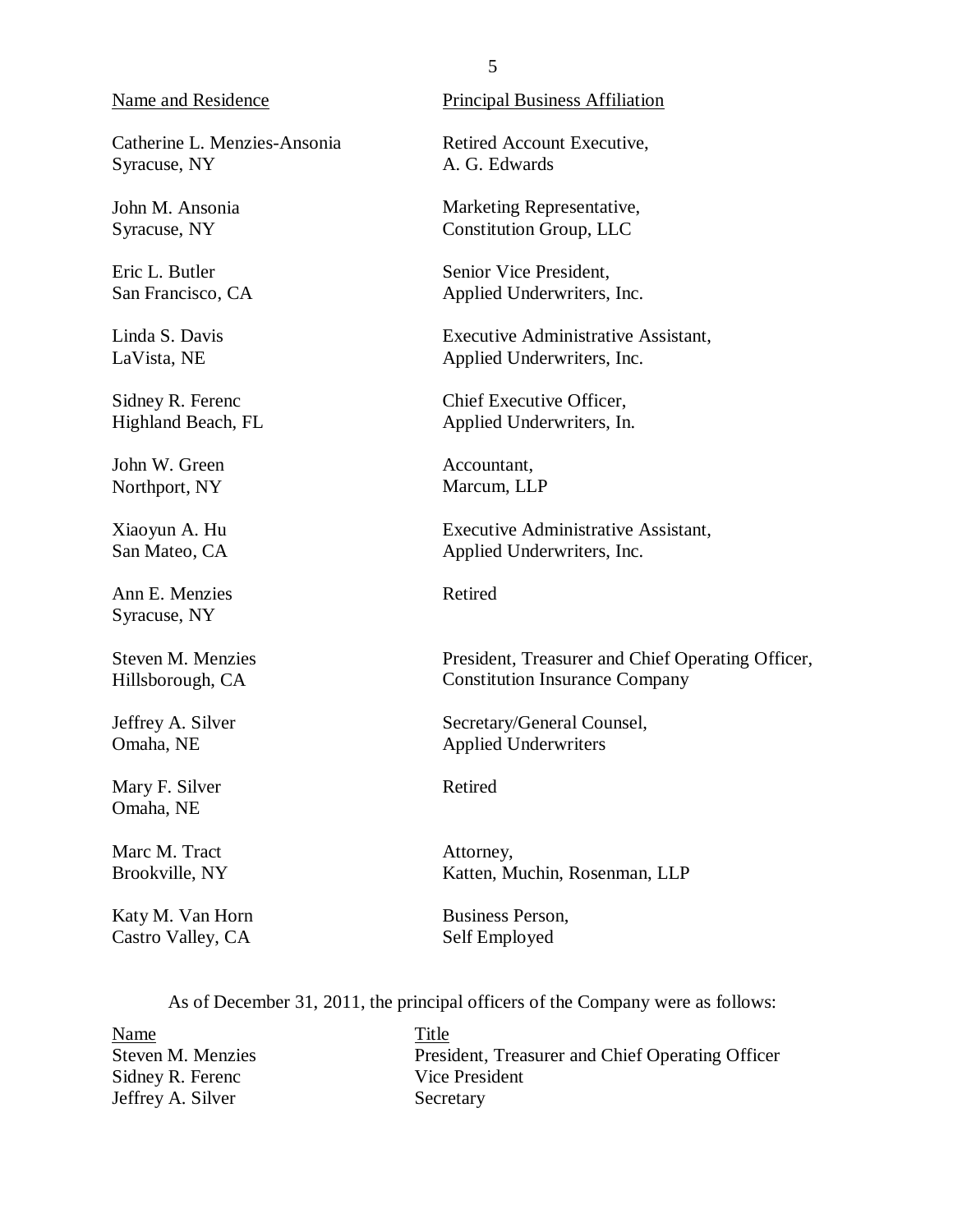| Name and Residence | Principal Business Affiliation |
|---|---|
| Catherine L. Menzies-Ansonia<br>Syracuse, NY | Retired Account Executive,<br>A. G. Edwards |
| John M. Ansonia<br>Syracuse, NY | Marketing Representative,<br>Constitution Group, LLC |
| Eric L. Butler<br>San Francisco, CA | Senior Vice President,<br>Applied Underwriters, Inc. |
| Linda S. Davis<br>LaVista, NE | Executive Administrative Assistant,<br>Applied Underwriters, Inc. |
| Sidney R. Ferenc<br>Highland Beach, FL | Chief Executive Officer,<br>Applied Underwriters, In. |
| John W. Green<br>Northport, NY | Accountant,<br>Marcum, LLP |
| Xiaoyun A. Hu<br>San Mateo, CA | Executive Administrative Assistant,<br>Applied Underwriters, Inc. |
| Ann E. Menzies<br>Syracuse, NY | Retired |
| Steven M. Menzies<br>Hillsborough, CA | President, Treasurer and Chief Operating Officer,<br>Constitution Insurance Company |
| Jeffrey A. Silver<br>Omaha, NE | Secretary/General Counsel,<br>Applied Underwriters |
| Mary F. Silver<br>Omaha, NE | Retired |
| Marc M. Tract<br>Brookville, NY | Attorney,<br>Katten, Muchin, Rosenman, LLP |
| Katy M. Van Horn<br>Castro Valley, CA | Business Person,<br>Self Employed |

As of December 31, 2011, the principal officers of the Company were as follows:

| Name | Title |
|---|---|
| Steven M. Menzies | President, Treasurer and Chief Operating Officer |
| Sidney R. Ferenc | Vice President |
| Jeffrey A. Silver | Secretary |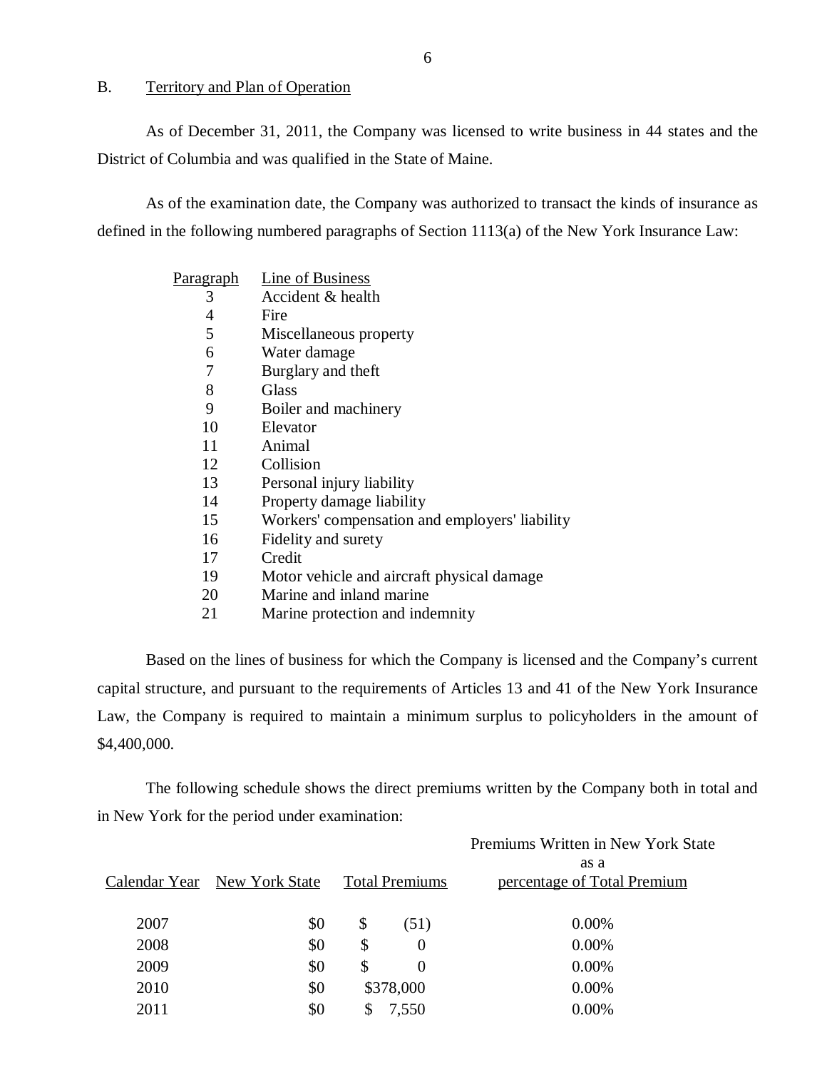### B. Territory and Plan of Operation

As of December 31, 2011, the Company was licensed to write business in 44 states and the District of Columbia and was qualified in the State of Maine.

As of the examination date, the Company was authorized to transact the kinds of insurance as defined in the following numbered paragraphs of Section 1113(a) of the New York Insurance Law:

| Paragraph | Line of Business |
|---|---|
| 3 | Accident & health |
| 4 | Fire |
| 5 | Miscellaneous property |
| 6 | Water damage |
| 7 | Burglary and theft |
| 8 | Glass |
| 9 | Boiler and machinery |
| 10 | Elevator |
| 11 | Animal |
| 12 | Collision |
| 13 | Personal injury liability |
| 14 | Property damage liability |
| 15 | Workers' compensation and employers' liability |
| 16 | Fidelity and surety |
| 17 | Credit |
| 19 | Motor vehicle and aircraft physical damage |
| 20 | Marine and inland marine |
| 21 | Marine protection and indemnity |

Based on the lines of business for which the Company is licensed and the Company's current capital structure, and pursuant to the requirements of Articles 13 and 41 of the New York Insurance Law, the Company is required to maintain a minimum surplus to policyholders in the amount of $4,400,000.

The following schedule shows the direct premiums written by the Company both in total and in New York for the period under examination:

| Calendar Year | New York State | Total Premiums | Premiums Written in New York State as a percentage of Total Premium |
|---|---|---|---|
| 2007 | $0 | $ (51) | 0.00% |
| 2008 | $0 | $ 0 | 0.00% |
| 2009 | $0 | $ 0 | 0.00% |
| 2010 | $0 | $378,000 | 0.00% |
| 2011 | $0 | $ 7,550 | 0.00% |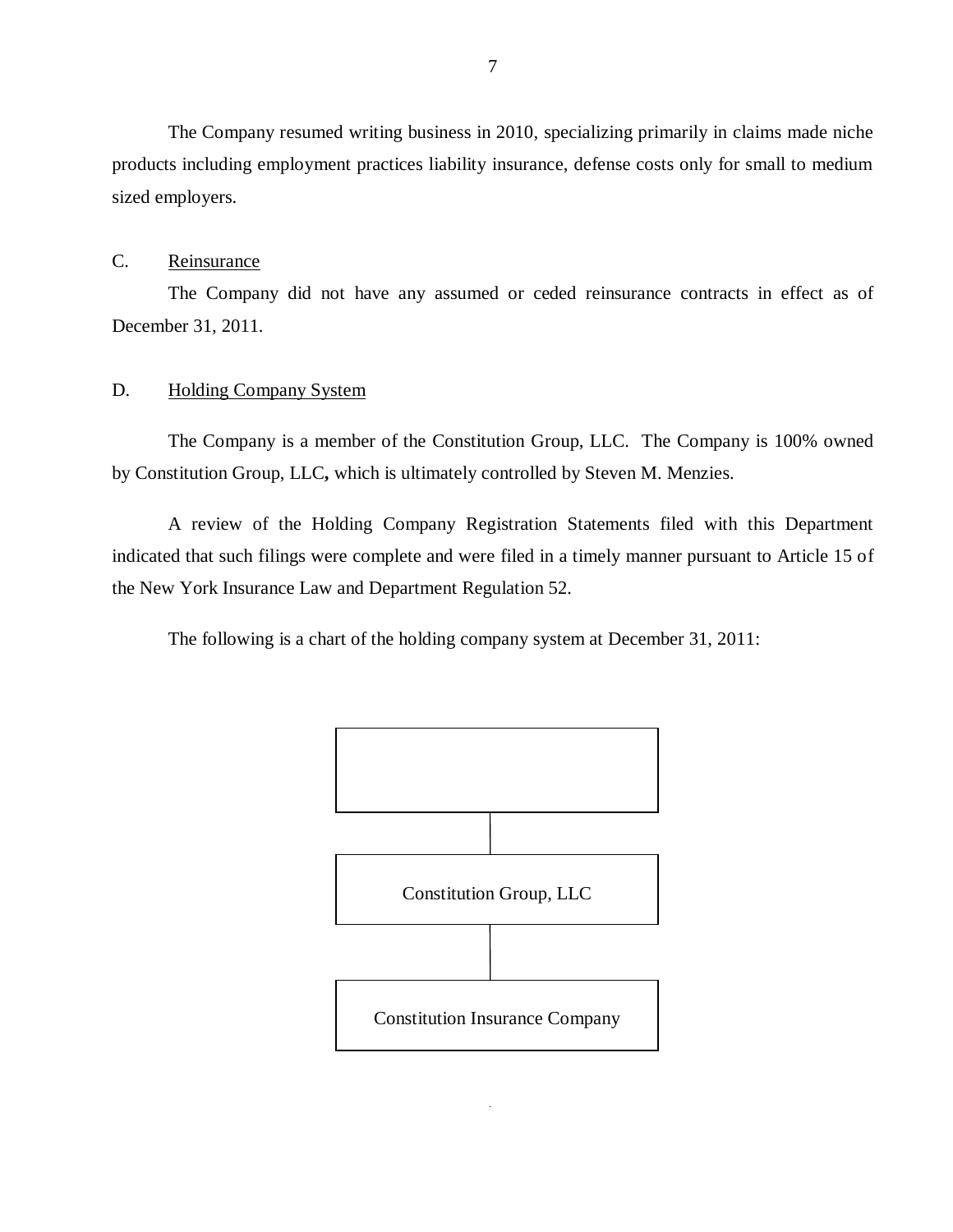The Company resumed writing business in 2010, specializing primarily in claims made niche products including employment practices liability insurance, defense costs only for small to medium sized employers.

C. Reinsurance

The Company did not have any assumed or ceded reinsurance contracts in effect as of December 31, 2011.

D. Holding Company System

The Company is a member of the Constitution Group, LLC. The Company is 100% owned by Constitution Group, LLC**,** which is ultimately controlled by Steven M. Menzies.

A review of the Holding Company Registration Statements filed with this Department indicated that such filings were complete and were filed in a timely manner pursuant to Article 15 of the New York Insurance Law and Department Regulation 52.

The following is a chart of the holding company system at December 31, 2011:

Constitution Group, LLC

Constitution Insurance Company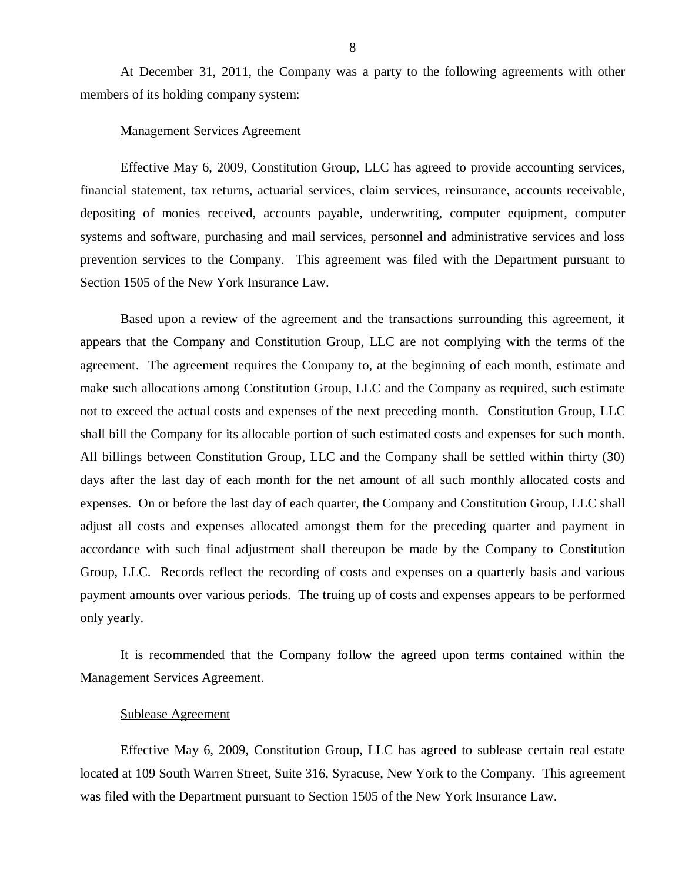At December 31, 2011, the Company was a party to the following agreements with other members of its holding company system:

<u>Management Services Agreement</u>

Effective May 6, 2009, Constitution Group, LLC has agreed to provide accounting services, financial statement, tax returns, actuarial services, claim services, reinsurance, accounts receivable, depositing of monies received, accounts payable, underwriting, computer equipment, computer systems and software, purchasing and mail services, personnel and administrative services and loss prevention services to the Company. This agreement was filed with the Department pursuant to Section 1505 of the New York Insurance Law.

Based upon a review of the agreement and the transactions surrounding this agreement, it appears that the Company and Constitution Group, LLC are not complying with the terms of the agreement. The agreement requires the Company to, at the beginning of each month, estimate and make such allocations among Constitution Group, LLC and the Company as required, such estimate not to exceed the actual costs and expenses of the next preceding month. Constitution Group, LLC shall bill the Company for its allocable portion of such estimated costs and expenses for such month. All billings between Constitution Group, LLC and the Company shall be settled within thirty (30) days after the last day of each month for the net amount of all such monthly allocated costs and expenses. On or before the last day of each quarter, the Company and Constitution Group, LLC shall adjust all costs and expenses allocated amongst them for the preceding quarter and payment in accordance with such final adjustment shall thereupon be made by the Company to Constitution Group, LLC. Records reflect the recording of costs and expenses on a quarterly basis and various payment amounts over various periods. The truing up of costs and expenses appears to be performed only yearly.

It is recommended that the Company follow the agreed upon terms contained within the Management Services Agreement.

<u>Sublease Agreement</u>

Effective May 6, 2009, Constitution Group, LLC has agreed to sublease certain real estate located at 109 South Warren Street, Suite 316, Syracuse, New York to the Company. This agreement was filed with the Department pursuant to Section 1505 of the New York Insurance Law.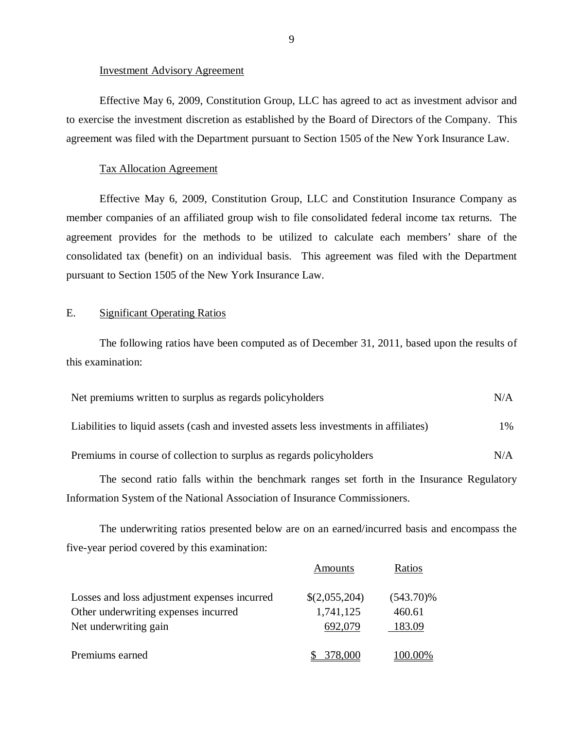Investment Advisory Agreement

Effective May 6, 2009, Constitution Group, LLC has agreed to act as investment advisor and to exercise the investment discretion as established by the Board of Directors of the Company. This agreement was filed with the Department pursuant to Section 1505 of the New York Insurance Law.

Tax Allocation Agreement

Effective May 6, 2009, Constitution Group, LLC and Constitution Insurance Company as member companies of an affiliated group wish to file consolidated federal income tax returns. The agreement provides for the methods to be utilized to calculate each members' share of the consolidated tax (benefit) on an individual basis. This agreement was filed with the Department pursuant to Section 1505 of the New York Insurance Law.

## E. Significant Operating Ratios

The following ratios have been computed as of December 31, 2011, based upon the results of this examination:

| | |
|---|---|
| Net premiums written to surplus as regards policyholders | N/A |
| Liabilities to liquid assets (cash and invested assets less investments in affiliates) | 1% |
| Premiums in course of collection to surplus as regards policyholders | N/A |

The second ratio falls within the benchmark ranges set forth in the Insurance Regulatory Information System of the National Association of Insurance Commissioners.

The underwriting ratios presented below are on an earned/incurred basis and encompass the five-year period covered by this examination:

| | Amounts | Ratios |
|---|---|---|
| Losses and loss adjustment expenses incurred | $(2,055,204) | (543.70)% |
| Other underwriting expenses incurred | 1,741,125 | 460.61 |
| Net underwriting gain | 692,079 | 183.09 |
| Premiums earned | $ 378,000 | 100.00% |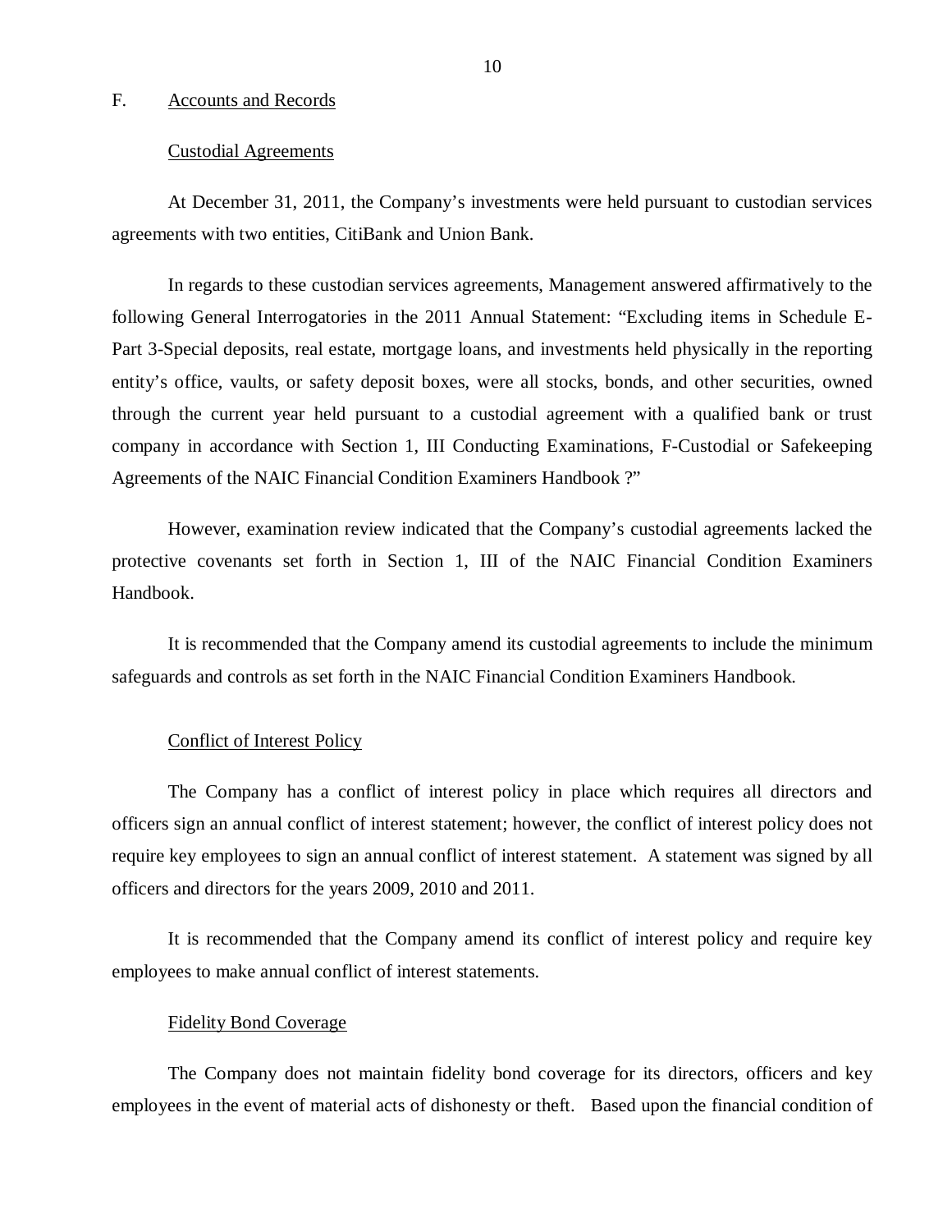## F. Accounts and Records

### Custodial Agreements

At December 31, 2011, the Company's investments were held pursuant to custodian services agreements with two entities, CitiBank and Union Bank.

In regards to these custodian services agreements, Management answered affirmatively to the following General Interrogatories in the 2011 Annual Statement: "Excluding items in Schedule E-Part 3-Special deposits, real estate, mortgage loans, and investments held physically in the reporting entity's office, vaults, or safety deposit boxes, were all stocks, bonds, and other securities, owned through the current year held pursuant to a custodial agreement with a qualified bank or trust company in accordance with Section 1, III Conducting Examinations, F-Custodial or Safekeeping Agreements of the NAIC Financial Condition Examiners Handbook ?"

However, examination review indicated that the Company's custodial agreements lacked the protective covenants set forth in Section 1, III of the NAIC Financial Condition Examiners Handbook.

It is recommended that the Company amend its custodial agreements to include the minimum safeguards and controls as set forth in the NAIC Financial Condition Examiners Handbook.

### Conflict of Interest Policy

The Company has a conflict of interest policy in place which requires all directors and officers sign an annual conflict of interest statement; however, the conflict of interest policy does not require key employees to sign an annual conflict of interest statement. A statement was signed by all officers and directors for the years 2009, 2010 and 2011.

It is recommended that the Company amend its conflict of interest policy and require key employees to make annual conflict of interest statements.

### Fidelity Bond Coverage

The Company does not maintain fidelity bond coverage for its directors, officers and key employees in the event of material acts of dishonesty or theft. Based upon the financial condition of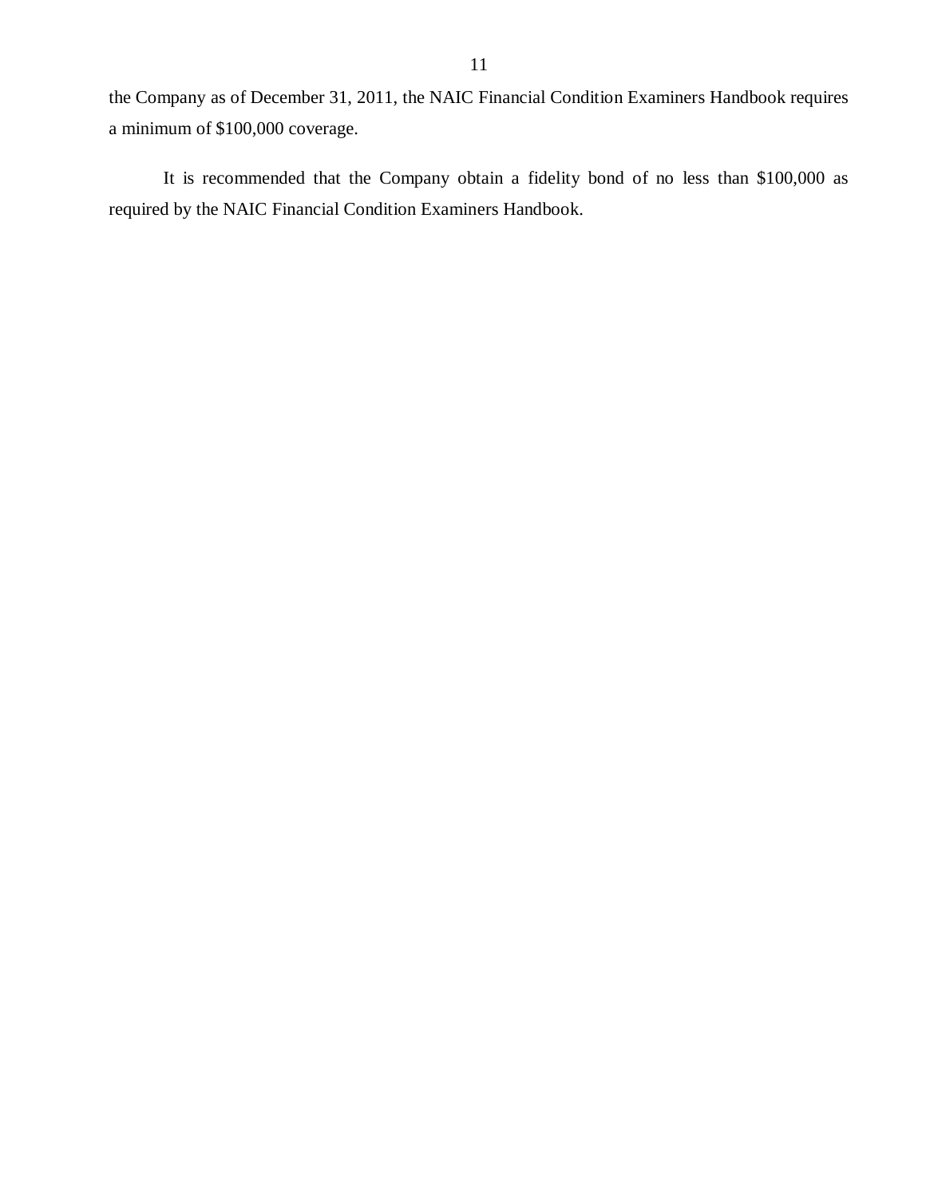the Company as of December 31, 2011, the NAIC Financial Condition Examiners Handbook requires a minimum of $100,000 coverage.

It is recommended that the Company obtain a fidelity bond of no less than $100,000 as required by the NAIC Financial Condition Examiners Handbook.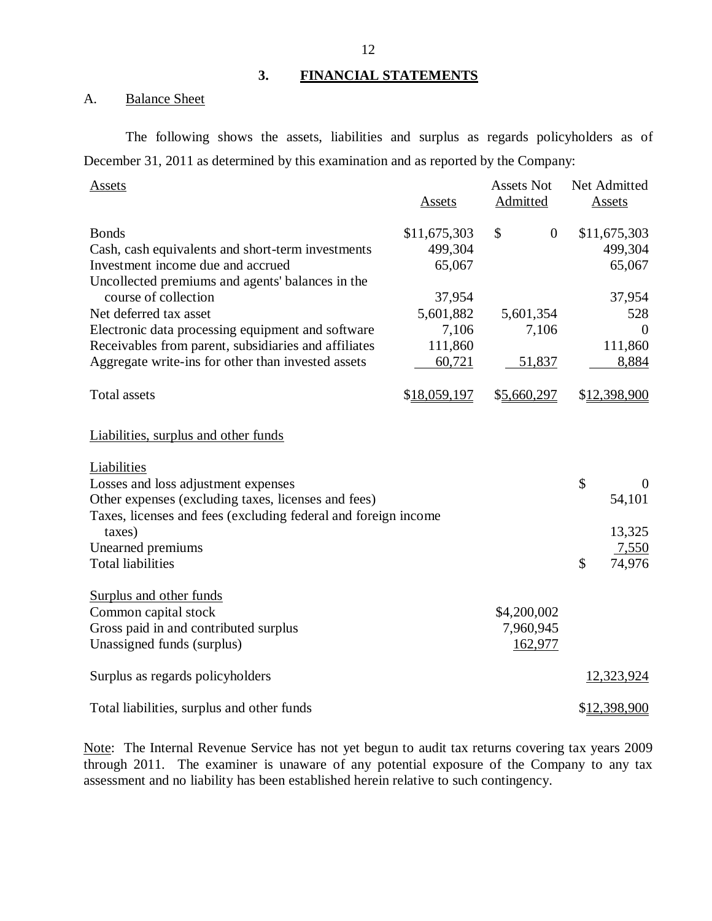## 3. FINANCIAL STATEMENTS

A. Balance Sheet

The following shows the assets, liabilities and surplus as regards policyholders as of December 31, 2011 as determined by this examination and as reported by the Company:

| Assets | Assets | Assets Not Admitted | Net Admitted Assets |
|---|---|---|---|
| Bonds | $11,675,303 | $ 0 | $11,675,303 |
| Cash, cash equivalents and short-term investments | 499,304 | | 499,304 |
| Investment income due and accrued | 65,067 | | 65,067 |
| Uncollected premiums and agents' balances in the course of collection | 37,954 | | 37,954 |
| Net deferred tax asset | 5,601,882 | 5,601,354 | 528 |
| Electronic data processing equipment and software | 7,106 | 7,106 | 0 |
| Receivables from parent, subsidiaries and affiliates | 111,860 | | 111,860 |
| Aggregate write-ins for other than invested assets | 60,721 | 51,837 | 8,884 |
| Total assets | $18,059,197 | $5,660,297 | $12,398,900 |

| Liabilities, surplus and other funds | | |
|---|---|---|
| **Liabilities** | | |
| Losses and loss adjustment expenses | | $ 0 |
| Other expenses (excluding taxes, licenses and fees) | | 54,101 |
| Taxes, licenses and fees (excluding federal and foreign income taxes) | | 13,325 |
| Unearned premiums | | 7,550 |
| Total liabilities | | $ 74,976 |
| **Surplus and other funds** | | |
| Common capital stock | $4,200,002 | |
| Gross paid in and contributed surplus | 7,960,945 | |
| Unassigned funds (surplus) | 162,977 | |
| Surplus as regards policyholders | | 12,323,924 |
| Total liabilities, surplus and other funds | | $12,398,900 |

Note: The Internal Revenue Service has not yet begun to audit tax returns covering tax years 2009 through 2011. The examiner is unaware of any potential exposure of the Company to any tax assessment and no liability has been established herein relative to such contingency.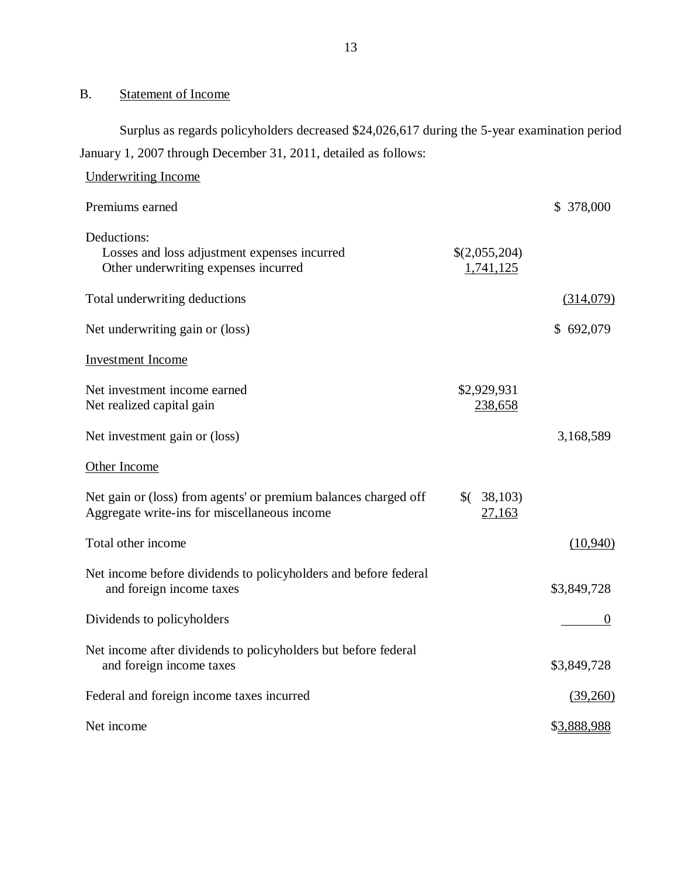## B. Statement of Income

Surplus as regards policyholders decreased $24,026,617 during the 5-year examination period January 1, 2007 through December 31, 2011, detailed as follows:

| | | |
|---|---|---|
| Underwriting Income | | |
| Premiums earned | | $ 378,000 |
| Deductions: | | |
| Losses and loss adjustment expenses incurred | $(2,055,204) | |
| Other underwriting expenses incurred | 1,741,125 | |
| Total underwriting deductions | | (314,079) |
| Net underwriting gain or (loss) | | $ 692,079 |
| Investment Income | | |
| Net investment income earned | $2,929,931 | |
| Net realized capital gain | 238,658 | |
| Net investment gain or (loss) | | 3,168,589 |
| Other Income | | |
| Net gain or (loss) from agents' or premium balances charged off | $( 38,103) | |
| Aggregate write-ins for miscellaneous income | 27,163 | |
| Total other income | | (10,940) |
| Net income before dividends to policyholders and before federal and foreign income taxes | | $3,849,728 |
| Dividends to policyholders | | 0 |
| Net income after dividends to policyholders but before federal and foreign income taxes | | $3,849,728 |
| Federal and foreign income taxes incurred | | (39,260) |
| Net income | | $3,888,988 |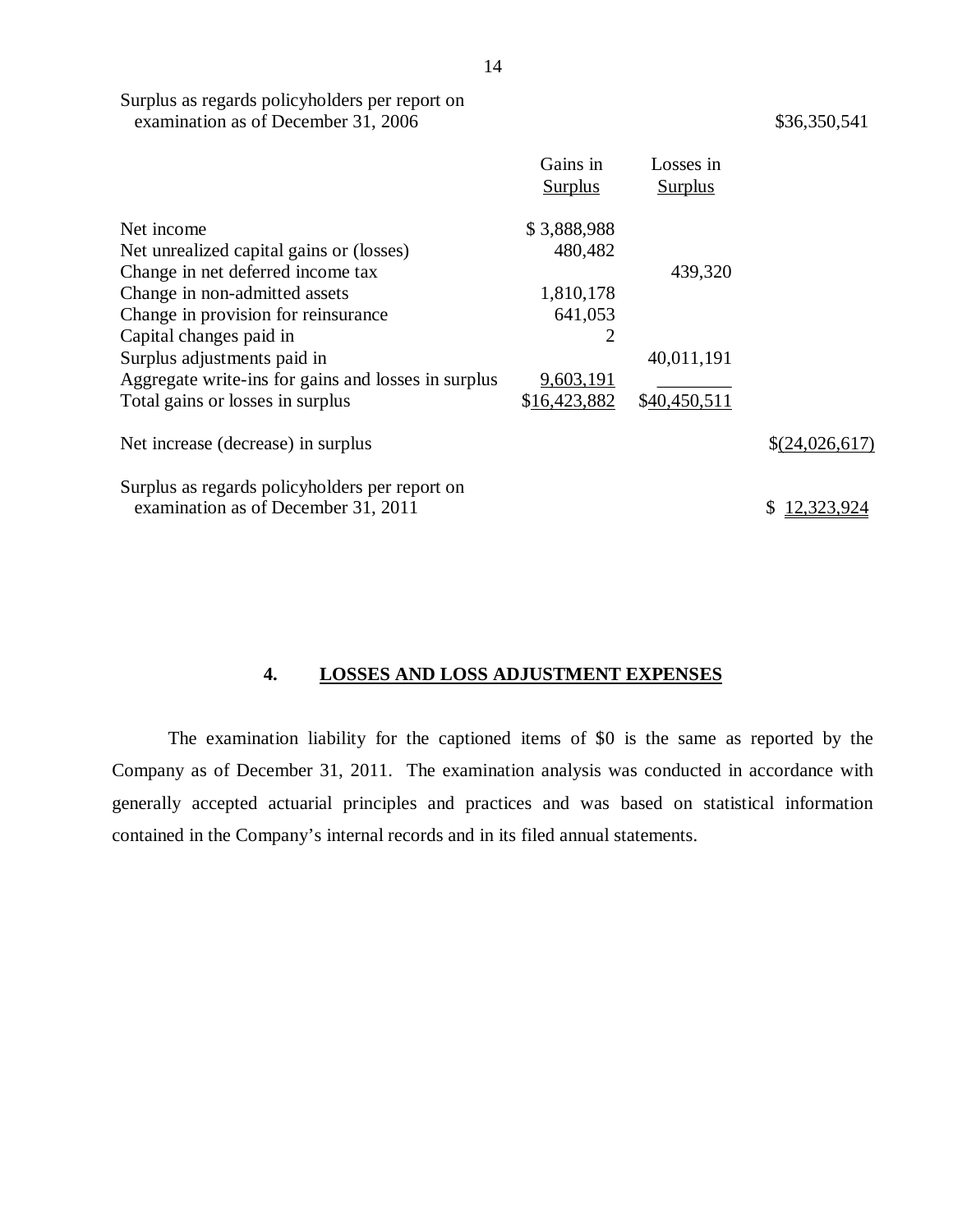| | Gains in Surplus | Losses in Surplus | |
|---|---|---|---|
| Surplus as regards policyholders per report on examination as of December 31, 2006 | | | $36,350,541 |
| Net income | $ 3,888,988 | | |
| Net unrealized capital gains or (losses) | 480,482 | | |
| Change in net deferred income tax | | 439,320 | |
| Change in non-admitted assets | 1,810,178 | | |
| Change in provision for reinsurance | 641,053 | | |
| Capital changes paid in | 2 | | |
| Surplus adjustments paid in | | 40,011,191 | |
| Aggregate write-ins for gains and losses in surplus | 9,603,191 | | |
| Total gains or losses in surplus | $16,423,882 | $40,450,511 | |
| Net increase (decrease) in surplus | | | $(24,026,617) |
| Surplus as regards policyholders per report on examination as of December 31, 2011 | | | $ 12,323,924 |

## 4. LOSSES AND LOSS ADJUSTMENT EXPENSES

The examination liability for the captioned items of $0 is the same as reported by the Company as of December 31, 2011. The examination analysis was conducted in accordance with generally accepted actuarial principles and practices and was based on statistical information contained in the Company's internal records and in its filed annual statements.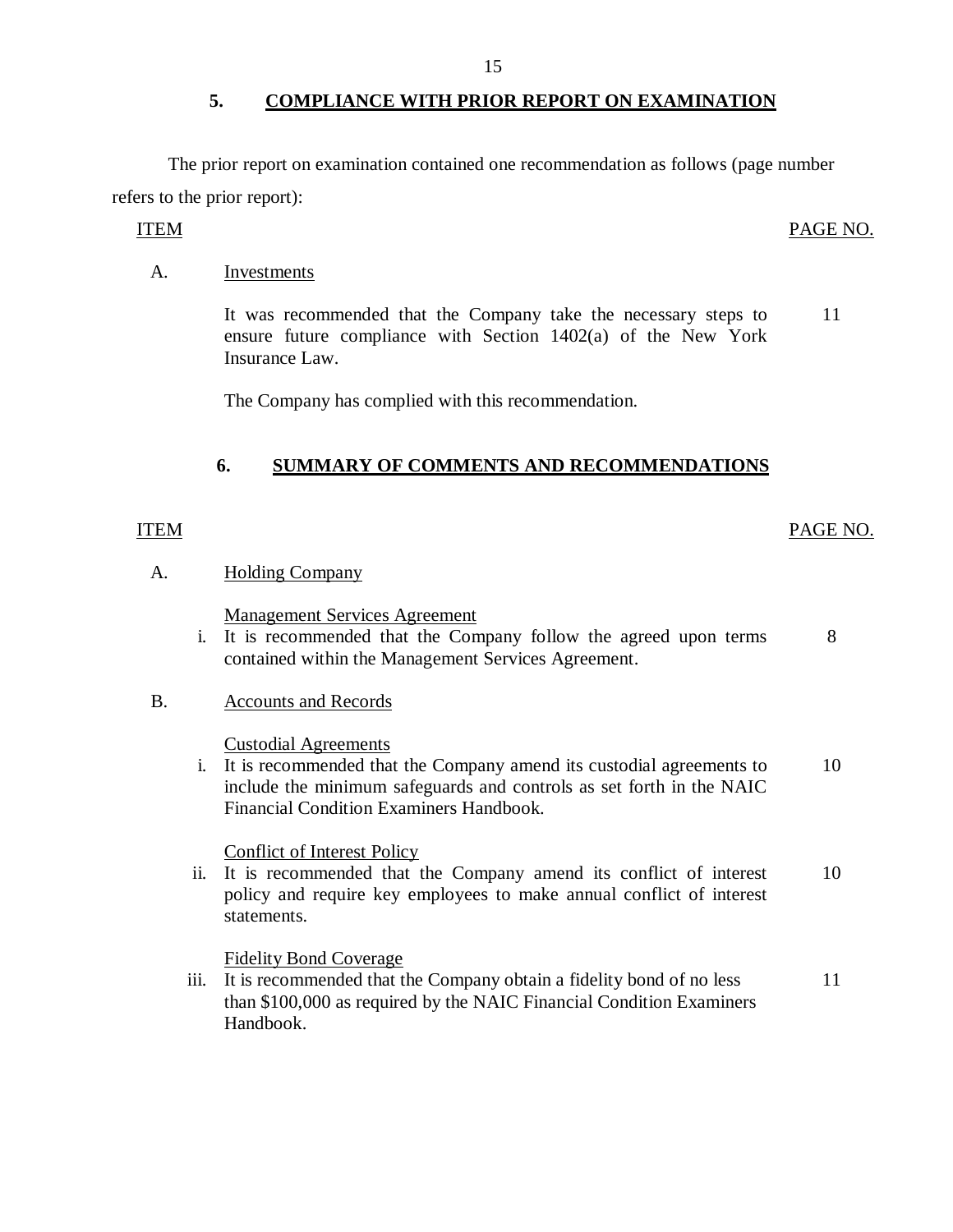## 5. COMPLIANCE WITH PRIOR REPORT ON EXAMINATION

The prior report on examination contained one recommendation as follows (page number refers to the prior report):

| ITEM | | PAGE NO. |
|---|---|---|
| A. | Investments | |
| | It was recommended that the Company take the necessary steps to ensure future compliance with Section 1402(a) of the New York Insurance Law. | 11 |
| | The Company has complied with this recommendation. | |

## 6. SUMMARY OF COMMENTS AND RECOMMENDATIONS

| ITEM | | PAGE NO. |
|---|---|---|
| A. | Holding Company | |
| | Management Services Agreement | |
| i. | It is recommended that the Company follow the agreed upon terms contained within the Management Services Agreement. | 8 |
| B. | Accounts and Records | |
| | Custodial Agreements | |
| i. | It is recommended that the Company amend its custodial agreements to include the minimum safeguards and controls as set forth in the NAIC Financial Condition Examiners Handbook. | 10 |
| | Conflict of Interest Policy | |
| ii. | It is recommended that the Company amend its conflict of interest policy and require key employees to make annual conflict of interest statements. | 10 |
| | Fidelity Bond Coverage | |
| iii. | It is recommended that the Company obtain a fidelity bond of no less than $100,000 as required by the NAIC Financial Condition Examiners Handbook. | 11 |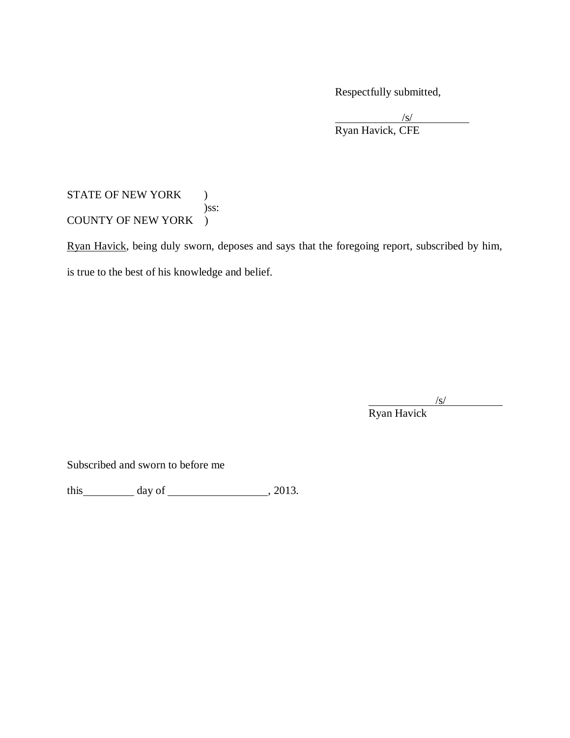Respectfully submitted,

/s/
Ryan Havick, CFE

STATE OF NEW YORK )
)ss:
COUNTY OF NEW YORK )

Ryan Havick, being duly sworn, deposes and says that the foregoing report, subscribed by him, is true to the best of his knowledge and belief.

/s/
Ryan Havick

Subscribed and sworn to before me

this __________ day of ____________________, 2013.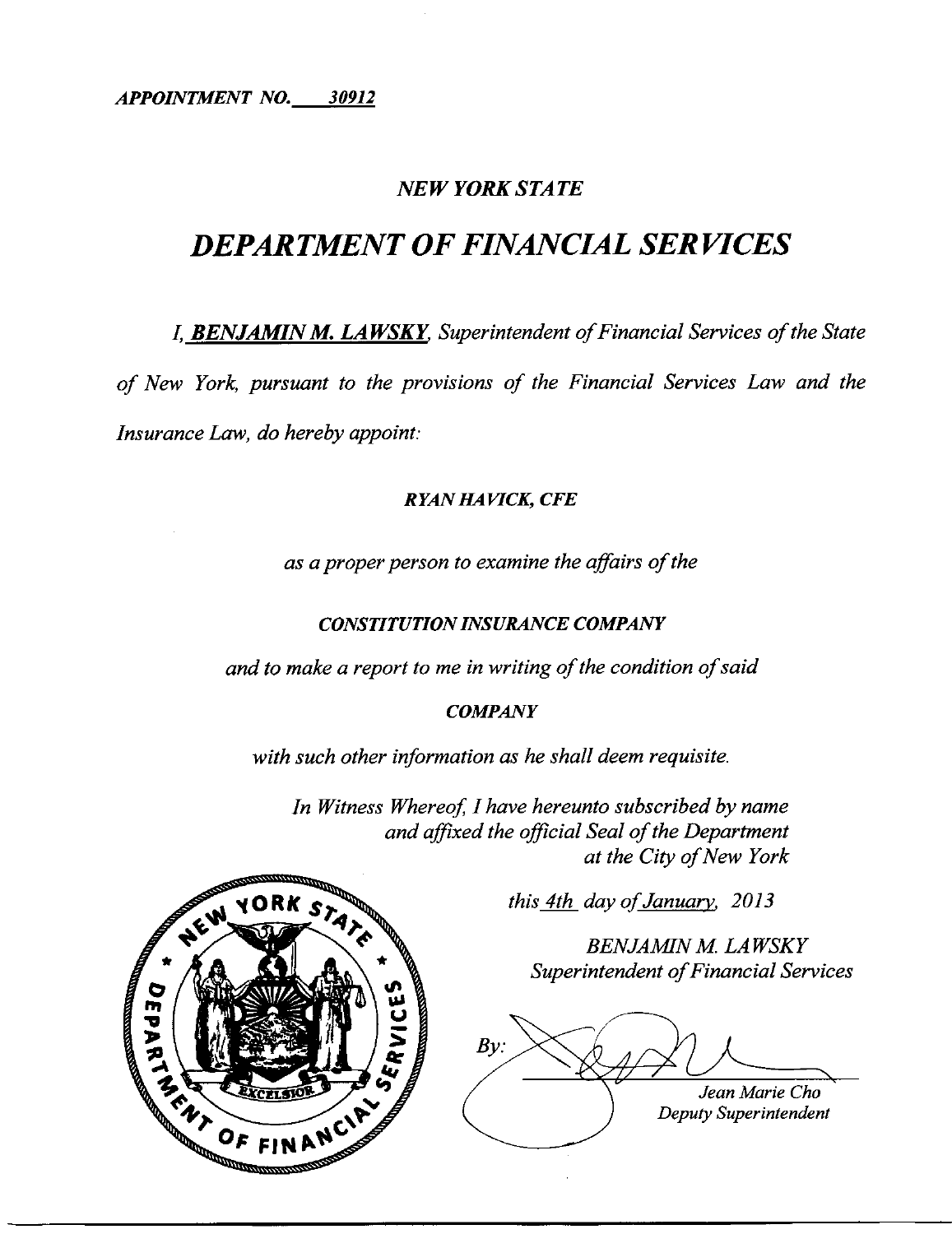*APPOINTMENT NO.* <u>*30912*</u>

*NEW YORK STATE*

# *DEPARTMENT OF FINANCIAL SERVICES*

*I, **<u>BENJAMIN M. LAWSKY</u>**, Superintendent of Financial Services of the State of New York, pursuant to the provisions of the Financial Services Law and the Insurance Law, do hereby appoint:*

***RYAN HAVICK, CFE***

*as a proper person to examine the affairs of the*

***CONSTITUTION INSURANCE COMPANY***

*and to make a report to me in writing of the condition of said*

***COMPANY***

*with such other information as he shall deem requisite.*

*In Witness Whereof, I have hereunto subscribed by name and affixed the official Seal of the Department at the City of New York*

*this <u>4th</u> day of <u>January</u>, 2013*

*BENJAMIN M. LAWSKY*
*Superintendent of Financial Services*

*By:*

*Jean Marie Cho*
*Deputy Superintendent*